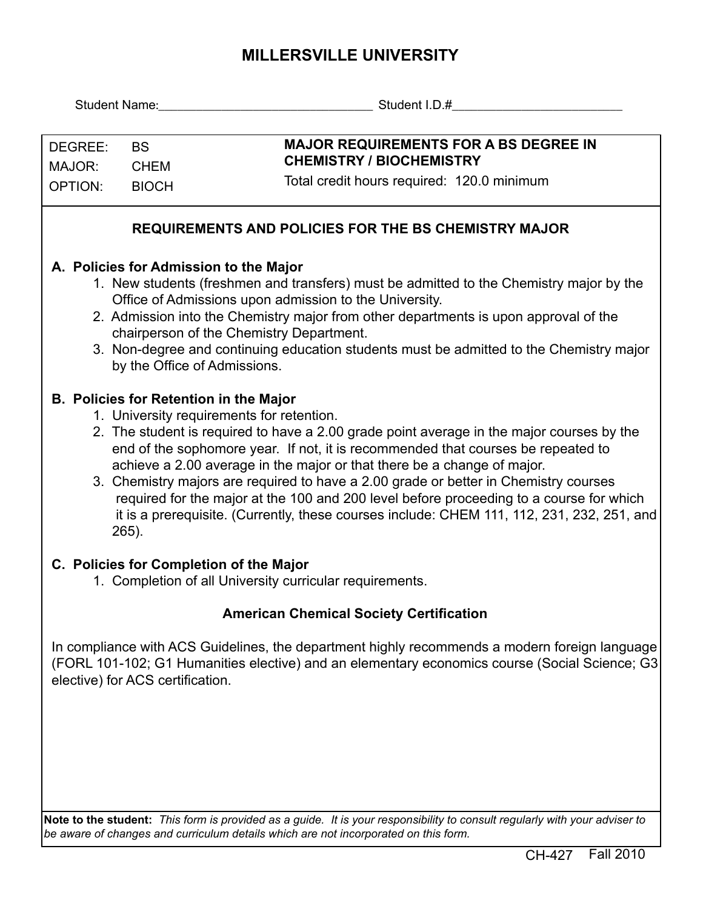# MILLERSVILLE UNIVERSITY

Student Name:_______________________________ Student I.D.#_________________________

| DEGREE: | BS | **MAJOR REQUIREMENTS FOR A BS DEGREE IN CHEMISTRY / BIOCHEMISTRY** |
|---|---|---|
| MAJOR: | CHEM | Total credit hours required: 120.0 minimum |
| OPTION: | BIOCH | |

## REQUIREMENTS AND POLICIES FOR THE BS CHEMISTRY MAJOR

### A. Policies for Admission to the Major

1. New students (freshmen and transfers) must be admitted to the Chemistry major by the Office of Admissions upon admission to the University.
2. Admission into the Chemistry major from other departments is upon approval of the chairperson of the Chemistry Department.
3. Non-degree and continuing education students must be admitted to the Chemistry major by the Office of Admissions.

### B. Policies for Retention in the Major

1. University requirements for retention.
2. The student is required to have a 2.00 grade point average in the major courses by the end of the sophomore year. If not, it is recommended that courses be repeated to achieve a 2.00 average in the major or that there be a change of major.
3. Chemistry majors are required to have a 2.00 grade or better in Chemistry courses required for the major at the 100 and 200 level before proceeding to a course for which it is a prerequisite. (Currently, these courses include: CHEM 111, 112, 231, 232, 251, and 265).

### C. Policies for Completion of the Major

1. Completion of all University curricular requirements.

### American Chemical Society Certification

In compliance with ACS Guidelines, the department highly recommends a modern foreign language (FORL 101-102; G1 Humanities elective) and an elementary economics course (Social Science; G3 elective) for ACS certification.

**Note to the student:** *This form is provided as a guide. It is your responsibility to consult regularly with your adviser to be aware of changes and curriculum details which are not incorporated on this form.*

CH-427 Fall 2010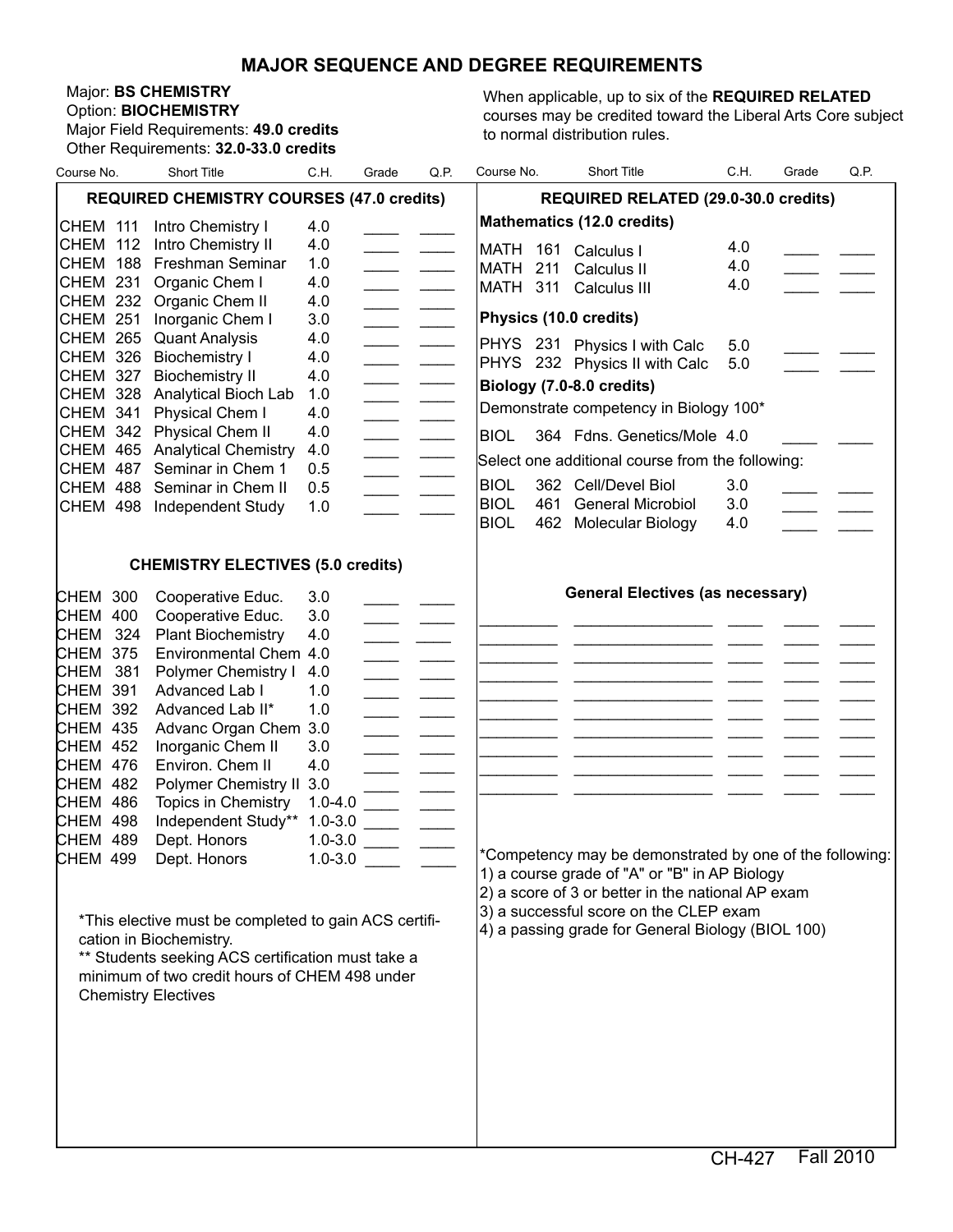# MAJOR SEQUENCE AND DEGREE REQUIREMENTS

Major: **BS CHEMISTRY**
Option: **BIOCHEMISTRY**
Major Field Requirements: **49.0 credits**
Other Requirements: **32.0-33.0 credits**

When applicable, up to six of the **REQUIRED RELATED** courses may be credited toward the Liberal Arts Core subject to normal distribution rules.

## REQUIRED CHEMISTRY COURSES (47.0 credits)

| Course No. | Short Title | C.H. | Grade | Q.P. |
|---|---|---|---|---|
| CHEM 111 | Intro Chemistry I | 4.0 | | |
| CHEM 112 | Intro Chemistry II | 4.0 | | |
| CHEM 188 | Freshman Seminar | 1.0 | | |
| CHEM 231 | Organic Chem I | 4.0 | | |
| CHEM 232 | Organic Chem II | 4.0 | | |
| CHEM 251 | Inorganic Chem I | 3.0 | | |
| CHEM 265 | Quant Analysis | 4.0 | | |
| CHEM 326 | Biochemistry I | 4.0 | | |
| CHEM 327 | Biochemistry II | 4.0 | | |
| CHEM 328 | Analytical Bioch Lab | 1.0 | | |
| CHEM 341 | Physical Chem I | 4.0 | | |
| CHEM 342 | Physical Chem II | 4.0 | | |
| CHEM 465 | Analytical Chemistry | 4.0 | | |
| CHEM 487 | Seminar in Chem 1 | 0.5 | | |
| CHEM 488 | Seminar in Chem II | 0.5 | | |
| CHEM 498 | Independent Study | 1.0 | | |

## CHEMISTRY ELECTIVES (5.0 credits)

| Course No. | Short Title | C.H. | Grade | Q.P. |
|---|---|---|---|---|
| CHEM 300 | Cooperative Educ. | 3.0 | | |
| CHEM 400 | Cooperative Educ. | 3.0 | | |
| CHEM 324 | Plant Biochemistry | 4.0 | | |
| CHEM 375 | Environmental Chem | 4.0 | | |
| CHEM 381 | Polymer Chemistry I | 4.0 | | |
| CHEM 391 | Advanced Lab I | 1.0 | | |
| CHEM 392 | Advanced Lab II* | 1.0 | | |
| CHEM 435 | Advanc Organ Chem | 3.0 | | |
| CHEM 452 | Inorganic Chem II | 3.0 | | |
| CHEM 476 | Environ. Chem II | 4.0 | | |
| CHEM 482 | Polymer Chemistry II | 3.0 | | |
| CHEM 486 | Topics in Chemistry | 1.0-4.0 | | |
| CHEM 498 | Independent Study** | 1.0-3.0 | | |
| CHEM 489 | Dept. Honors | 1.0-3.0 | | |
| CHEM 499 | Dept. Honors | 1.0-3.0 | | |

*This elective must be completed to gain ACS certification in Biochemistry.
** Students seeking ACS certification must take a minimum of two credit hours of CHEM 498 under Chemistry Electives

## REQUIRED RELATED (29.0-30.0 credits)

### Mathematics (12.0 credits)

| Course No. | Short Title | C.H. | Grade | Q.P. |
|---|---|---|---|---|
| MATH 161 | Calculus I | 4.0 | | |
| MATH 211 | Calculus II | 4.0 | | |
| MATH 311 | Calculus III | 4.0 | | |

### Physics (10.0 credits)

| Course No. | Short Title | C.H. | Grade | Q.P. |
|---|---|---|---|---|
| PHYS 231 | Physics I with Calc | 5.0 | | |
| PHYS 232 | Physics II with Calc | 5.0 | | |

### Biology (7.0-8.0 credits)

Demonstrate competency in Biology 100*

| Course No. | Short Title | C.H. | Grade | Q.P. |
|---|---|---|---|---|
| BIOL 364 | Fdns. Genetics/Mole | 4.0 | | |

Select one additional course from the following:

| Course No. | Short Title | C.H. | Grade | Q.P. |
|---|---|---|---|---|
| BIOL 362 | Cell/Devel Biol | 3.0 | | |
| BIOL 461 | General Microbiol | 3.0 | | |
| BIOL 462 | Molecular Biology | 4.0 | | |

## General Electives (as necessary)

| Course No. | Short Title | C.H. | Grade | Q.P. |
|---|---|---|---|---|
| | | | | |
| | | | | |
| | | | | |
| | | | | |
| | | | | |
| | | | | |
| | | | | |
| | | | | |
| | | | | |

*Competency may be demonstrated by one of the following:
1) a course grade of "A" or "B" in AP Biology
2) a score of 3 or better in the national AP exam
3) a successful score on the CLEP exam
4) a passing grade for General Biology (BIOL 100)

CH-427 Fall 2010